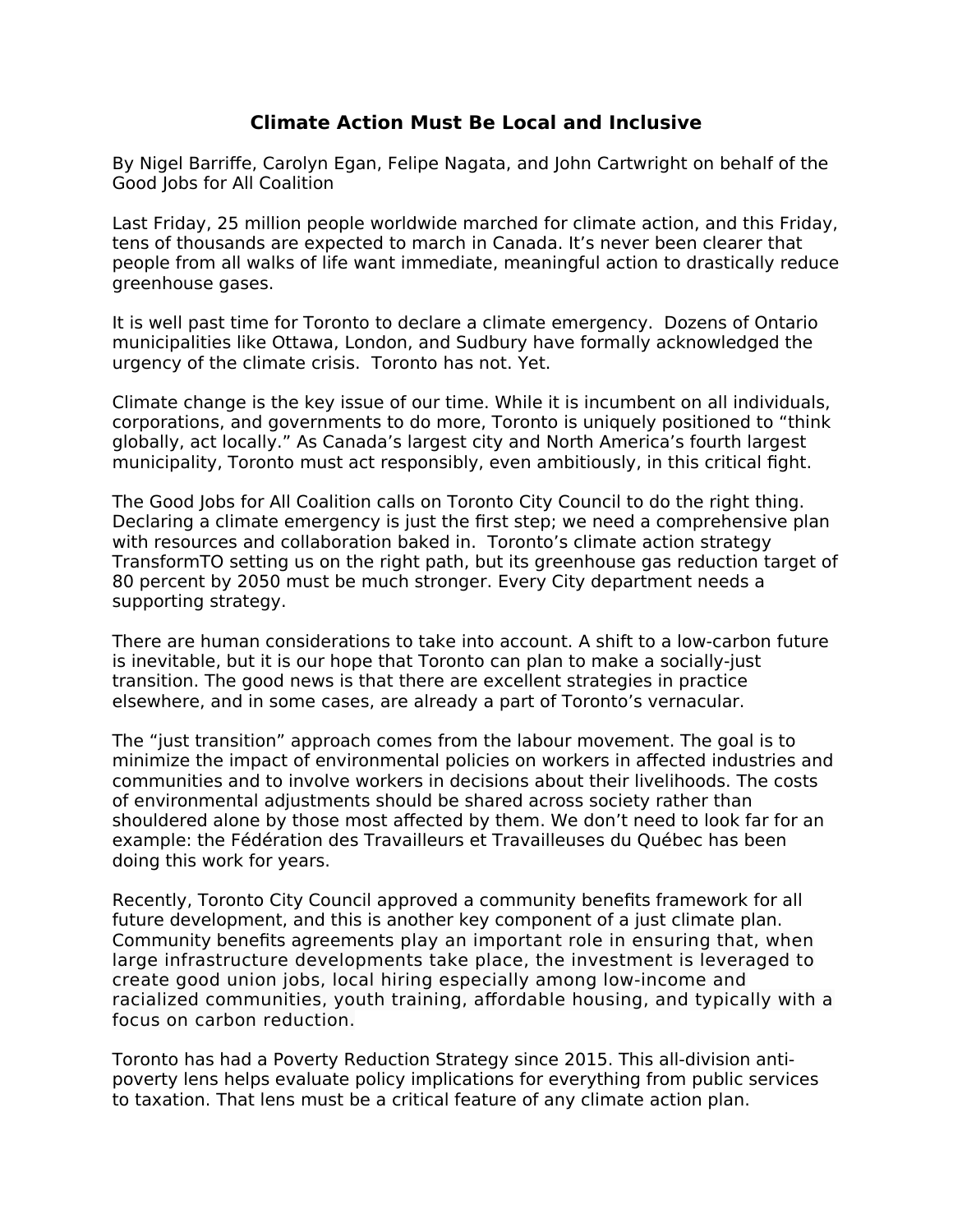# Climate Action Must Be Local and Inclusive

By Nigel Barriffe, Carolyn Egan, Felipe Nagata, and John Cartwright on behalf of the Good Jobs for All Coalition

Last Friday, 25 million people worldwide marched for climate action, and this Friday, tens of thousands are expected to march in Canada. It's never been clearer that people from all walks of life want immediate, meaningful action to drastically reduce greenhouse gases.

It is well past time for Toronto to declare a climate emergency. Dozens of Ontario municipalities like Ottawa, London, and Sudbury have formally acknowledged the urgency of the climate crisis. Toronto has not. Yet.

Climate change is the key issue of our time. While it is incumbent on all individuals, corporations, and governments to do more, Toronto is uniquely positioned to "think globally, act locally." As Canada's largest city and North America's fourth largest municipality, Toronto must act responsibly, even ambitiously, in this critical fight.

The Good Jobs for All Coalition calls on Toronto City Council to do the right thing. Declaring a climate emergency is just the first step; we need a comprehensive plan with resources and collaboration baked in. Toronto's climate action strategy TransformTO setting us on the right path, but its greenhouse gas reduction target of 80 percent by 2050 must be much stronger. Every City department needs a supporting strategy.

There are human considerations to take into account. A shift to a low-carbon future is inevitable, but it is our hope that Toronto can plan to make a socially-just transition. The good news is that there are excellent strategies in practice elsewhere, and in some cases, are already a part of Toronto's vernacular.

The "just transition" approach comes from the labour movement. The goal is to minimize the impact of environmental policies on workers in affected industries and communities and to involve workers in decisions about their livelihoods. The costs of environmental adjustments should be shared across society rather than shouldered alone by those most affected by them. We don't need to look far for an example: the Fédération des Travailleurs et Travailleuses du Québec has been doing this work for years.

Recently, Toronto City Council approved a community benefits framework for all future development, and this is another key component of a just climate plan. Community benefits agreements play an important role in ensuring that, when large infrastructure developments take place, the investment is leveraged to create good union jobs, local hiring especially among low-income and racialized communities, youth training, affordable housing, and typically with a focus on carbon reduction.

Toronto has had a Poverty Reduction Strategy since 2015. This all-division anti-poverty lens helps evaluate policy implications for everything from public services to taxation. That lens must be a critical feature of any climate action plan.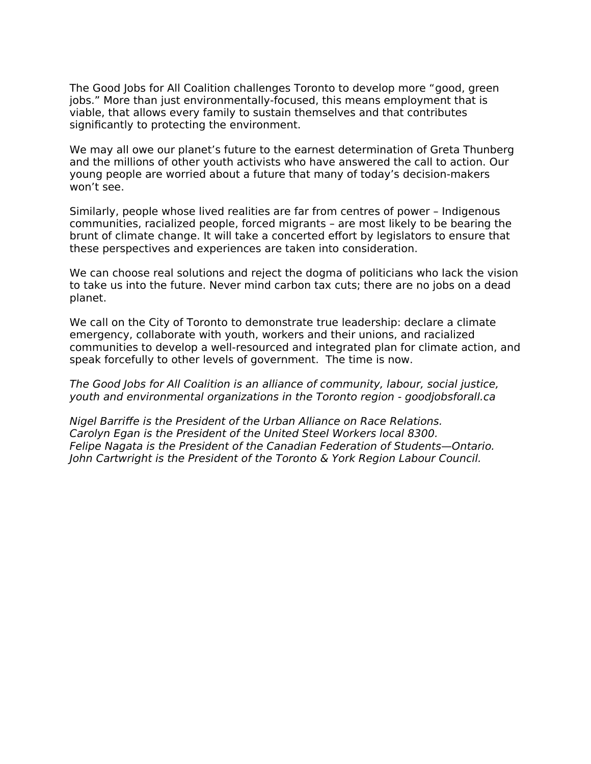The Good Jobs for All Coalition challenges Toronto to develop more "good, green jobs." More than just environmentally-focused, this means employment that is viable, that allows every family to sustain themselves and that contributes significantly to protecting the environment.

We may all owe our planet's future to the earnest determination of Greta Thunberg and the millions of other youth activists who have answered the call to action. Our young people are worried about a future that many of today's decision-makers won't see.

Similarly, people whose lived realities are far from centres of power – Indigenous communities, racialized people, forced migrants – are most likely to be bearing the brunt of climate change. It will take a concerted effort by legislators to ensure that these perspectives and experiences are taken into consideration.

We can choose real solutions and reject the dogma of politicians who lack the vision to take us into the future. Never mind carbon tax cuts; there are no jobs on a dead planet.

We call on the City of Toronto to demonstrate true leadership: declare a climate emergency, collaborate with youth, workers and their unions, and racialized communities to develop a well-resourced and integrated plan for climate action, and speak forcefully to other levels of government. The time is now.

*The Good Jobs for All Coalition is an alliance of community, labour, social justice, youth and environmental organizations in the Toronto region - goodjobsforall.ca*

*Nigel Barriffe is the President of the Urban Alliance on Race Relations.*
*Carolyn Egan is the President of the United Steel Workers local 8300.*
*Felipe Nagata is the President of the Canadian Federation of Students—Ontario.*
*John Cartwright is the President of the Toronto & York Region Labour Council.*